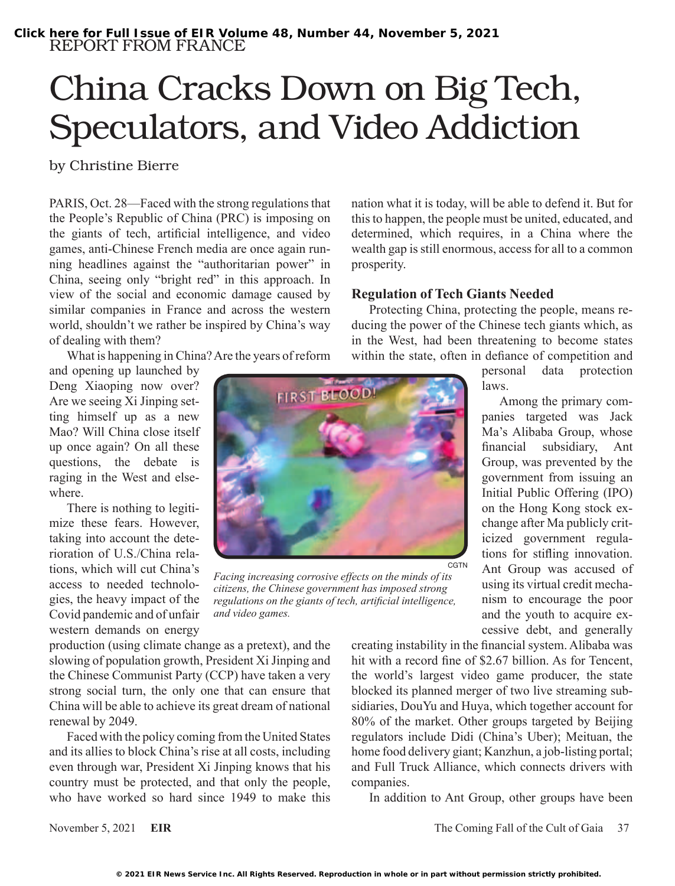REPORT FROM FRANCE

# China Cracks Down on Big Tech, Speculators, and Video Addiction

by Christine Bierre

PARIS, Oct. 28—Faced with the strong regulations that the People's Republic of China (PRC) is imposing on the giants of tech, artificial intelligence, and video games, anti-Chinese French media are once again running headlines against the "authoritarian power" in China, seeing only "bright red" in this approach. In view of the social and economic damage caused by similar companies in France and across the western world, shouldn't we rather be inspired by China's way of dealing with them?

What is happening in China? Are the years of reform and opening up launched by Deng Xiaoping now over? Are we seeing Xi Jinping setting himself up as a new Mao? Will China close itself up once again? On all these questions, the debate is raging in the West and elsewhere.

There is nothing to legitimize these fears. However, taking into account the deterioration of U.S./China relations, which will cut China's access to needed technologies, the heavy impact of the Covid pandemic and of unfair western demands on energy production (using climate change as a pretext), and the slowing of population growth, President Xi Jinping and the Chinese Communist Party (CCP) have taken a very strong social turn, the only one that can ensure that China will be able to achieve its great dream of national renewal by 2049.

Faced with the policy coming from the United States and its allies to block China's rise at all costs, including even through war, President Xi Jinping knows that his country must be protected, and that only the people, who have worked so hard since 1949 to make this nation what it is today, will be able to defend it. But for this to happen, the people must be united, educated, and determined, which requires, in a China where the wealth gap is still enormous, access for all to a common prosperity.

CGTN

*Facing increasing corrosive effects on the minds of its citizens, the Chinese government has imposed strong regulations on the giants of tech, artificial intelligence, and video games.*

## Regulation of Tech Giants Needed

Protecting China, protecting the people, means reducing the power of the Chinese tech giants which, as in the West, had been threatening to become states within the state, often in defiance of competition and personal data protection laws.

Among the primary companies targeted was Jack Ma's Alibaba Group, whose financial subsidiary, Ant Group, was prevented by the government from issuing an Initial Public Offering (IPO) on the Hong Kong stock exchange after Ma publicly criticized government regulations for stifling innovation. Ant Group was accused of using its virtual credit mechanism to encourage the poor and the youth to acquire excessive debt, and generally creating instability in the financial system. Alibaba was hit with a record fine of $2.67 billion. As for Tencent, the world's largest video game producer, the state blocked its planned merger of two live streaming subsidiaries, DouYu and Huya, which together account for 80% of the market. Other groups targeted by Beijing regulators include Didi (China's Uber); Meituan, the home food delivery giant; Kanzhun, a job-listing portal; and Full Truck Alliance, which connects drivers with companies.

In addition to Ant Group, other groups have been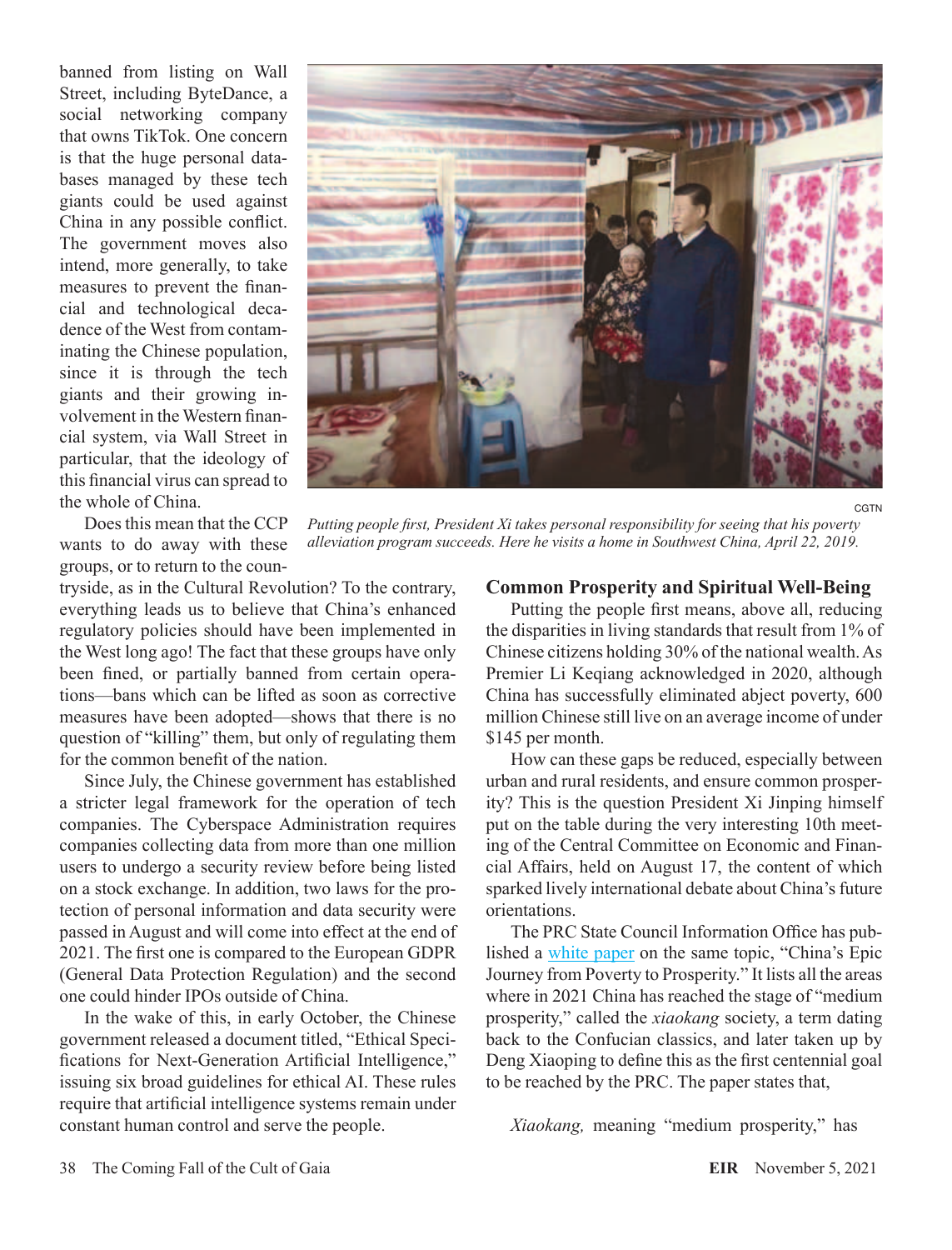banned from listing on Wall Street, including ByteDance, a social networking company that owns TikTok. One concern is that the huge personal databases managed by these tech giants could be used against China in any possible conflict. The government moves also intend, more generally, to take measures to prevent the financial and technological decadence of the West from contaminating the Chinese population, since it is through the tech giants and their growing involvement in the Western financial system, via Wall Street in particular, that the ideology of this financial virus can spread to the whole of China.

Does this mean that the CCP wants to do away with these groups, or to return to the countryside, as in the Cultural Revolution? To the contrary, everything leads us to believe that China's enhanced regulatory policies should have been implemented in the West long ago! The fact that these groups have only been fined, or partially banned from certain operations—bans which can be lifted as soon as corrective measures have been adopted—shows that there is no question of "killing" them, but only of regulating them for the common benefit of the nation.

Since July, the Chinese government has established a stricter legal framework for the operation of tech companies. The Cyberspace Administration requires companies collecting data from more than one million users to undergo a security review before being listed on a stock exchange. In addition, two laws for the protection of personal information and data security were passed in August and will come into effect at the end of 2021. The first one is compared to the European GDPR (General Data Protection Regulation) and the second one could hinder IPOs outside of China.

In the wake of this, in early October, the Chinese government released a document titled, "Ethical Specifications for Next-Generation Artificial Intelligence," issuing six broad guidelines for ethical AI. These rules require that artificial intelligence systems remain under constant human control and serve the people.

CGTN

*Putting people first, President Xi takes personal responsibility for seeing that his poverty alleviation program succeeds. Here he visits a home in Southwest China, April 22, 2019.*

## Common Prosperity and Spiritual Well-Being

Putting the people first means, above all, reducing the disparities in living standards that result from 1% of Chinese citizens holding 30% of the national wealth. As Premier Li Keqiang acknowledged in 2020, although China has successfully eliminated abject poverty, 600 million Chinese still live on an average income of under $145 per month.

How can these gaps be reduced, especially between urban and rural residents, and ensure common prosperity? This is the question President Xi Jinping himself put on the table during the very interesting 10th meeting of the Central Committee on Economic and Financial Affairs, held on August 17, the content of which sparked lively international debate about China's future orientations.

The PRC State Council Information Office has published a white paper on the same topic, "China's Epic Journey from Poverty to Prosperity." It lists all the areas where in 2021 China has reached the stage of "medium prosperity," called the *xiaokang* society, a term dating back to the Confucian classics, and later taken up by Deng Xiaoping to define this as the first centennial goal to be reached by the PRC. The paper states that,

> *Xiaokang,* meaning "medium prosperity," has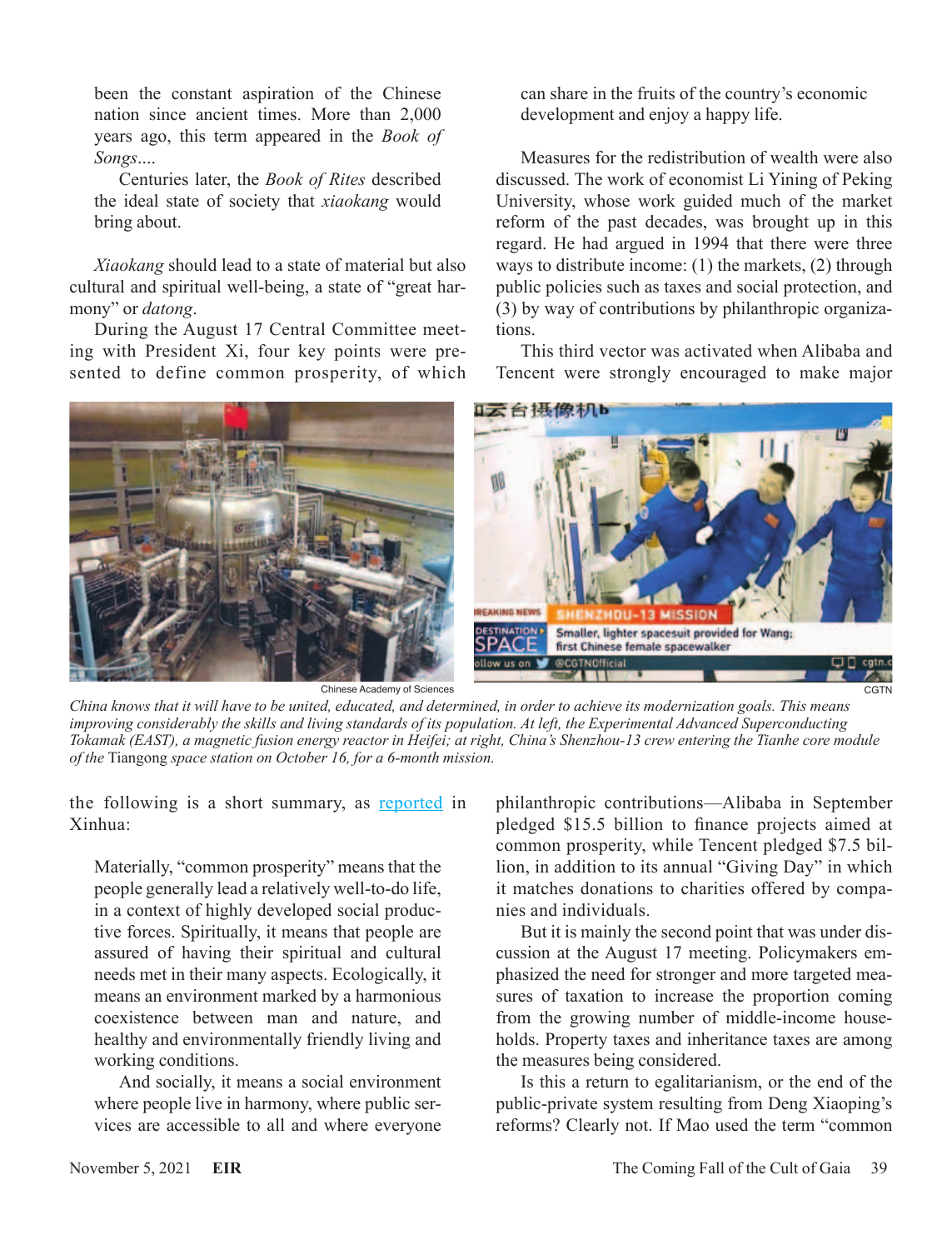been the constant aspiration of the Chinese nation since ancient times. More than 2,000 years ago, this term appeared in the *Book of Songs*....

Centuries later, the *Book of Rites* described the ideal state of society that *xiaokang* would bring about.

*Xiaokang* should lead to a state of material but also cultural and spiritual well-being, a state of "great harmony" or *datong*.

During the August 17 Central Committee meeting with President Xi, four key points were presented to define common prosperity, of which the following is a short summary, as reported in Xinhua:

> Materially, "common prosperity" means that the people generally lead a relatively well-to-do life, in a context of highly developed social productive forces. Spiritually, it means that people are assured of having their spiritual and cultural needs met in their many aspects. Ecologically, it means an environment marked by a harmonious coexistence between man and nature, and healthy and environmentally friendly living and working conditions.
>
> And socially, it means a social environment where people live in harmony, where public services are accessible to all and where everyone can share in the fruits of the country's economic development and enjoy a happy life.

Measures for the redistribution of wealth were also discussed. The work of economist Li Yining of Peking University, whose work guided much of the market reform of the past decades, was brought up in this regard. He had argued in 1994 that there were three ways to distribute income: (1) the markets, (2) through public policies such as taxes and social protection, and (3) by way of contributions by philanthropic organizations.

This third vector was activated when Alibaba and Tencent were strongly encouraged to make major philanthropic contributions—Alibaba in September pledged $15.5 billion to finance projects aimed at common prosperity, while Tencent pledged $7.5 billion, in addition to its annual "Giving Day" in which it matches donations to charities offered by companies and individuals.

But it is mainly the second point that was under discussion at the August 17 meeting. Policymakers emphasized the need for stronger and more targeted measures of taxation to increase the proportion coming from the growing number of middle-income households. Property taxes and inheritance taxes are among the measures being considered.

Is this a return to egalitarianism, or the end of the public-private system resulting from Deng Xiaoping's reforms? Clearly not. If Mao used the term "common

Chinese Academy of Sciences

CGTN

*China knows that it will have to be united, educated, and determined, in order to achieve its modernization goals. This means improving considerably the skills and living standards of its population. At left, the Experimental Advanced Superconducting Tokamak (EAST), a magnetic fusion energy reactor in Heifei; at right, China's Shenzhou-13 crew entering the Tianhe core module of the* Tiangong *space station on October 16, for a 6-month mission.*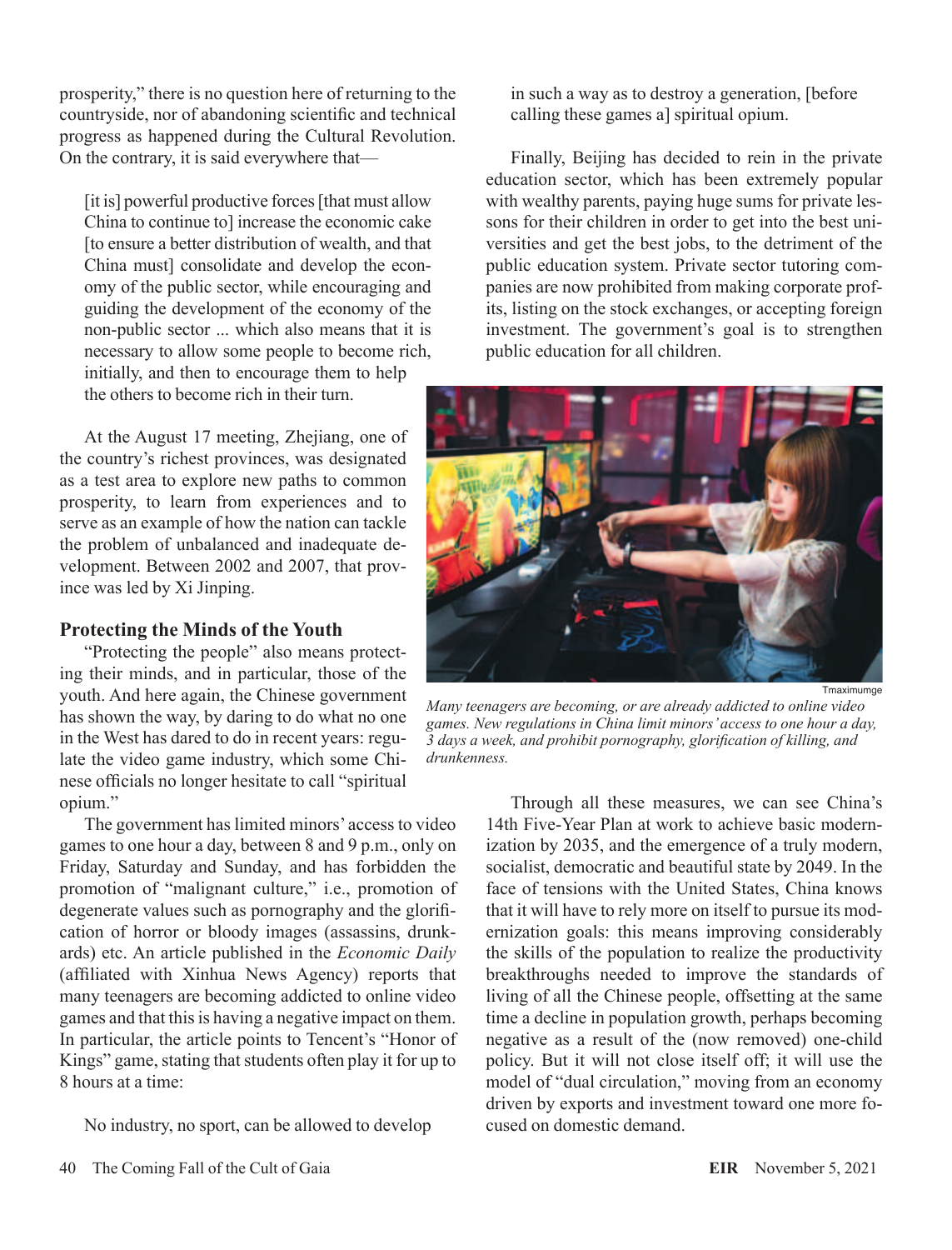prosperity," there is no question here of returning to the countryside, nor of abandoning scientific and technical progress as happened during the Cultural Revolution. On the contrary, it is said everywhere that—

> [it is] powerful productive forces [that must allow China to continue to] increase the economic cake [to ensure a better distribution of wealth, and that China must] consolidate and develop the economy of the public sector, while encouraging and guiding the development of the economy of the non-public sector ... which also means that it is necessary to allow some people to become rich, initially, and then to encourage them to help the others to become rich in their turn.

At the August 17 meeting, Zhejiang, one of the country's richest provinces, was designated as a test area to explore new paths to common prosperity, to learn from experiences and to serve as an example of how the nation can tackle the problem of unbalanced and inadequate development. Between 2002 and 2007, that province was led by Xi Jinping.

### Protecting the Minds of the Youth

"Protecting the people" also means protecting their minds, and in particular, those of the youth. And here again, the Chinese government has shown the way, by daring to do what no one in the West has dared to do in recent years: regulate the video game industry, which some Chinese officials no longer hesitate to call "spiritual opium."

The government has limited minors' access to video games to one hour a day, between 8 and 9 p.m., only on Friday, Saturday and Sunday, and has forbidden the promotion of "malignant culture," i.e., promotion of degenerate values such as pornography and the glorification of horror or bloody images (assassins, drunkards) etc. An article published in the *Economic Daily* (affiliated with Xinhua News Agency) reports that many teenagers are becoming addicted to online video games and that this is having a negative impact on them. In particular, the article points to Tencent's "Honor of Kings" game, stating that students often play it for up to 8 hours at a time:

> No industry, no sport, can be allowed to develop in such a way as to destroy a generation, [before calling these games a] spiritual opium.

Finally, Beijing has decided to rein in the private education sector, which has been extremely popular with wealthy parents, paying huge sums for private lessons for their children in order to get into the best universities and get the best jobs, to the detriment of the public education system. Private sector tutoring companies are now prohibited from making corporate profits, listing on the stock exchanges, or accepting foreign investment. The government's goal is to strengthen public education for all children.

Tmaximumge

*Many teenagers are becoming, or are already addicted to online video games. New regulations in China limit minors' access to one hour a day, 3 days a week, and prohibit pornography, glorification of killing, and drunkenness.*

Through all these measures, we can see China's 14th Five-Year Plan at work to achieve basic modernization by 2035, and the emergence of a truly modern, socialist, democratic and beautiful state by 2049. In the face of tensions with the United States, China knows that it will have to rely more on itself to pursue its modernization goals: this means improving considerably the skills of the population to realize the productivity breakthroughs needed to improve the standards of living of all the Chinese people, offsetting at the same time a decline in population growth, perhaps becoming negative as a result of the (now removed) one-child policy. But it will not close itself off; it will use the model of "dual circulation," moving from an economy driven by exports and investment toward one more focused on domestic demand.